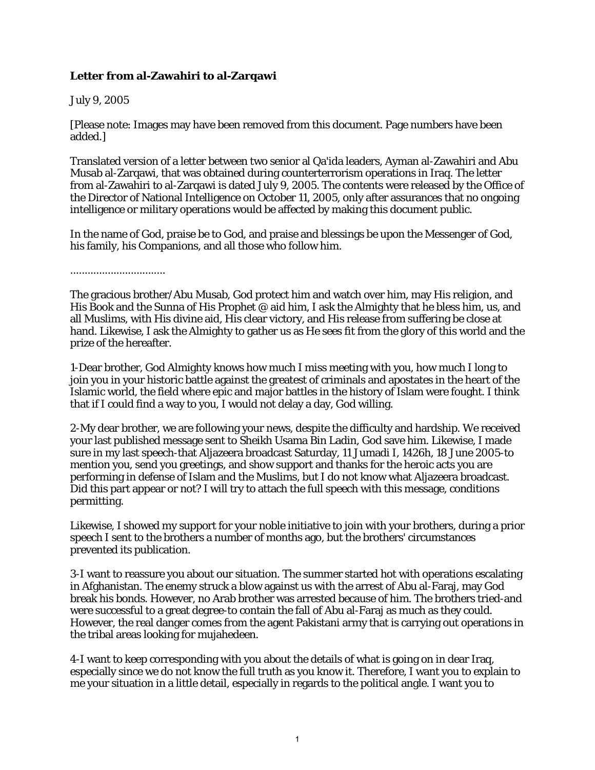**Letter from al-Zawahiri to al-Zarqawi**

July 9, 2005

[Please note: Images may have been removed from this document. Page numbers have been added.]

Translated version of a letter between two senior al Qa'ida leaders, Ayman al-Zawahiri and Abu Musab al-Zarqawi, that was obtained during counterterrorism operations in Iraq. The letter from al-Zawahiri to al-Zarqawi is dated July 9, 2005. The contents were released by the Office of the Director of National Intelligence on October 11, 2005, only after assurances that no ongoing intelligence or military operations would be affected by making this document public.

In the name of God, praise be to God, and praise and blessings be upon the Messenger of God, his family, his Companions, and all those who follow him.

.................................

The gracious brother/Abu Musab, God protect him and watch over him, may His religion, and His Book and the Sunna of His Prophet @ aid him, I ask the Almighty that he bless him, us, and all Muslims, with His divine aid, His clear victory, and His release from suffering be close at hand. Likewise, I ask the Almighty to gather us as He sees fit from the glory of this world and the prize of the hereafter.

1-Dear brother, God Almighty knows how much I miss meeting with you, how much I long to join you in your historic battle against the greatest of criminals and apostates in the heart of the Islamic world, the field where epic and major battles in the history of Islam were fought. I think that if I could find a way to you, I would not delay a day, God willing.

2-My dear brother, we are following your news, despite the difficulty and hardship. We received your last published message sent to Sheikh Usama Bin Ladin, God save him. Likewise, I made sure in my last speech-that Aljazeera broadcast Saturday, 11 Jumadi I, 1426h, 18 June 2005-to mention you, send you greetings, and show support and thanks for the heroic acts you are performing in defense of Islam and the Muslims, but I do not know what Aljazeera broadcast. Did this part appear or not? I will try to attach the full speech with this message, conditions permitting.

Likewise, I showed my support for your noble initiative to join with your brothers, during a prior speech I sent to the brothers a number of months ago, but the brothers' circumstances prevented its publication.

3-I want to reassure you about our situation. The summer started hot with operations escalating in Afghanistan. The enemy struck a blow against us with the arrest of Abu al-Faraj, may God break his bonds. However, no Arab brother was arrested because of him. The brothers tried-and were successful to a great degree-to contain the fall of Abu al-Faraj as much as they could. However, the real danger comes from the agent Pakistani army that is carrying out operations in the tribal areas looking for mujahedeen.

4-I want to keep corresponding with you about the details of what is going on in dear Iraq, especially since we do not know the full truth as you know it. Therefore, I want you to explain to me your situation in a little detail, especially in regards to the political angle. I want you to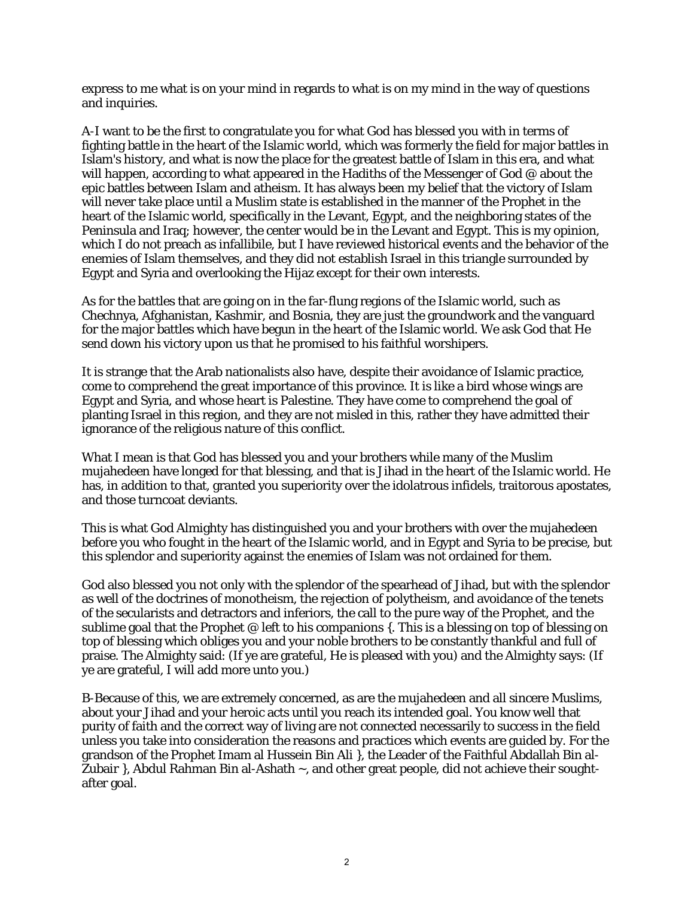express to me what is on your mind in regards to what is on my mind in the way of questions and inquiries.

A-I want to be the first to congratulate you for what God has blessed you with in terms of fighting battle in the heart of the Islamic world, which was formerly the field for major battles in Islam's history, and what is now the place for the greatest battle of Islam in this era, and what will happen, according to what appeared in the Hadiths of the Messenger of God @ about the epic battles between Islam and atheism. It has always been my belief that the victory of Islam will never take place until a Muslim state is established in the manner of the Prophet in the heart of the Islamic world, specifically in the Levant, Egypt, and the neighboring states of the Peninsula and Iraq; however, the center would be in the Levant and Egypt. This is my opinion, which I do not preach as infallibile, but I have reviewed historical events and the behavior of the enemies of Islam themselves, and they did not establish Israel in this triangle surrounded by Egypt and Syria and overlooking the Hijaz except for their own interests.

As for the battles that are going on in the far-flung regions of the Islamic world, such as Chechnya, Afghanistan, Kashmir, and Bosnia, they are just the groundwork and the vanguard for the major battles which have begun in the heart of the Islamic world. We ask God that He send down his victory upon us that he promised to his faithful worshipers.

It is strange that the Arab nationalists also have, despite their avoidance of Islamic practice, come to comprehend the great importance of this province. It is like a bird whose wings are Egypt and Syria, and whose heart is Palestine. They have come to comprehend the goal of planting Israel in this region, and they are not misled in this, rather they have admitted their ignorance of the religious nature of this conflict.

What I mean is that God has blessed you and your brothers while many of the Muslim mujahedeen have longed for that blessing, and that is Jihad in the heart of the Islamic world. He has, in addition to that, granted you superiority over the idolatrous infidels, traitorous apostates, and those turncoat deviants.

This is what God Almighty has distinguished you and your brothers with over the mujahedeen before you who fought in the heart of the Islamic world, and in Egypt and Syria to be precise, but this splendor and superiority against the enemies of Islam was not ordained for them.

God also blessed you not only with the splendor of the spearhead of Jihad, but with the splendor as well of the doctrines of monotheism, the rejection of polytheism, and avoidance of the tenets of the secularists and detractors and inferiors, the call to the pure way of the Prophet, and the sublime goal that the Prophet @ left to his companions {. This is a blessing on top of blessing on top of blessing which obliges you and your noble brothers to be constantly thankful and full of praise. The Almighty said: (If ye are grateful, He is pleased with you) and the Almighty says: (If ye are grateful, I will add more unto you.)

B-Because of this, we are extremely concerned, as are the mujahedeen and all sincere Muslims, about your Jihad and your heroic acts until you reach its intended goal. You know well that purity of faith and the correct way of living are not connected necessarily to success in the field unless you take into consideration the reasons and practices which events are guided by. For the grandson of the Prophet Imam al Hussein Bin Ali }, the Leader of the Faithful Abdallah Bin al-Zubair }, Abdul Rahman Bin al-Ashath ~, and other great people, did not achieve their sought-after goal.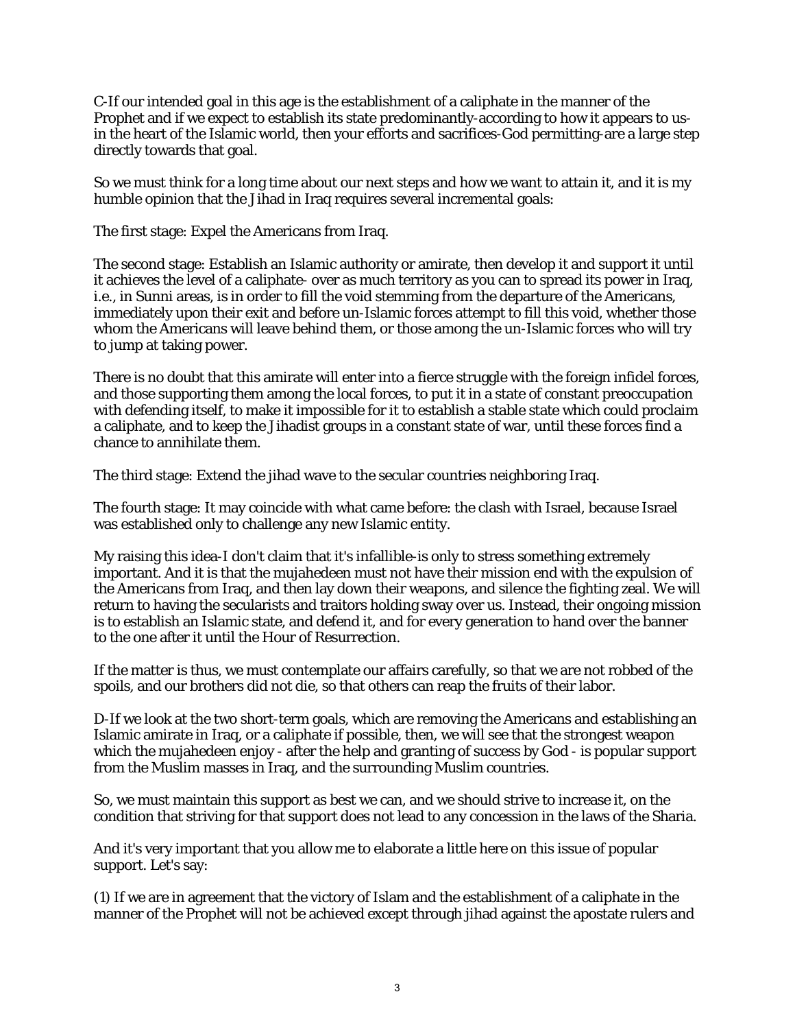C-If our intended goal in this age is the establishment of a caliphate in the manner of the Prophet and if we expect to establish its state predominantly-according to how it appears to us-in the heart of the Islamic world, then your efforts and sacrifices-God permitting-are a large step directly towards that goal.

So we must think for a long time about our next steps and how we want to attain it, and it is my humble opinion that the Jihad in Iraq requires several incremental goals:

The first stage: Expel the Americans from Iraq.

The second stage: Establish an Islamic authority or amirate, then develop it and support it until it achieves the level of a caliphate- over as much territory as you can to spread its power in Iraq, i.e., in Sunni areas, is in order to fill the void stemming from the departure of the Americans, immediately upon their exit and before un-Islamic forces attempt to fill this void, whether those whom the Americans will leave behind them, or those among the un-Islamic forces who will try to jump at taking power.

There is no doubt that this amirate will enter into a fierce struggle with the foreign infidel forces, and those supporting them among the local forces, to put it in a state of constant preoccupation with defending itself, to make it impossible for it to establish a stable state which could proclaim a caliphate, and to keep the Jihadist groups in a constant state of war, until these forces find a chance to annihilate them.

The third stage: Extend the jihad wave to the secular countries neighboring Iraq.

The fourth stage: It may coincide with what came before: the clash with Israel, because Israel was established only to challenge any new Islamic entity.

My raising this idea-I don't claim that it's infallible-is only to stress something extremely important. And it is that the mujahedeen must not have their mission end with the expulsion of the Americans from Iraq, and then lay down their weapons, and silence the fighting zeal. We will return to having the secularists and traitors holding sway over us. Instead, their ongoing mission is to establish an Islamic state, and defend it, and for every generation to hand over the banner to the one after it until the Hour of Resurrection.

If the matter is thus, we must contemplate our affairs carefully, so that we are not robbed of the spoils, and our brothers did not die, so that others can reap the fruits of their labor.

D-If we look at the two short-term goals, which are removing the Americans and establishing an Islamic amirate in Iraq, or a caliphate if possible, then, we will see that the strongest weapon which the mujahedeen enjoy - after the help and granting of success by God - is popular support from the Muslim masses in Iraq, and the surrounding Muslim countries.

So, we must maintain this support as best we can, and we should strive to increase it, on the condition that striving for that support does not lead to any concession in the laws of the Sharia.

And it's very important that you allow me to elaborate a little here on this issue of popular support. Let's say:

(1) If we are in agreement that the victory of Islam and the establishment of a caliphate in the manner of the Prophet will not be achieved except through jihad against the apostate rulers and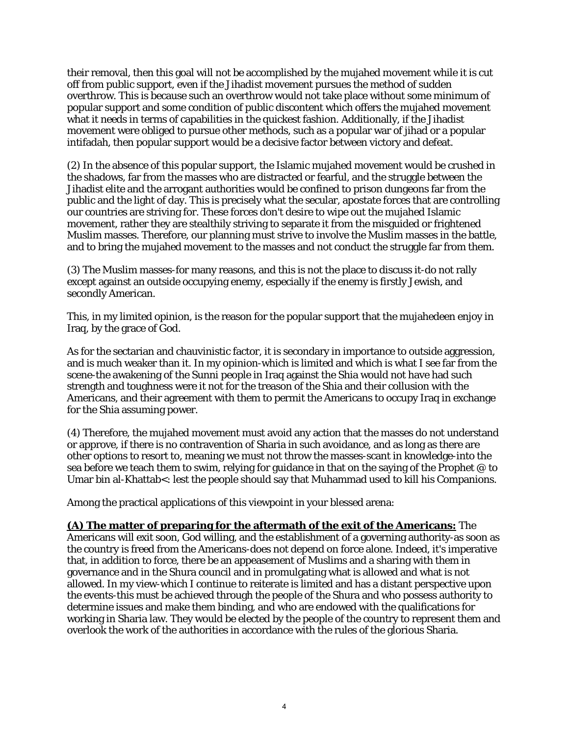their removal, then this goal will not be accomplished by the mujahed movement while it is cut off from public support, even if the Jihadist movement pursues the method of sudden overthrow. This is because such an overthrow would not take place without some minimum of popular support and some condition of public discontent which offers the mujahed movement what it needs in terms of capabilities in the quickest fashion. Additionally, if the Jihadist movement were obliged to pursue other methods, such as a popular war of jihad or a popular intifadah, then popular support would be a decisive factor between victory and defeat.

(2) In the absence of this popular support, the Islamic mujahed movement would be crushed in the shadows, far from the masses who are distracted or fearful, and the struggle between the Jihadist elite and the arrogant authorities would be confined to prison dungeons far from the public and the light of day. This is precisely what the secular, apostate forces that are controlling our countries are striving for. These forces don't desire to wipe out the mujahed Islamic movement, rather they are stealthily striving to separate it from the misguided or frightened Muslim masses. Therefore, our planning must strive to involve the Muslim masses in the battle, and to bring the mujahed movement to the masses and not conduct the struggle far from them.

(3) The Muslim masses-for many reasons, and this is not the place to discuss it-do not rally except against an outside occupying enemy, especially if the enemy is firstly Jewish, and secondly American.

This, in my limited opinion, is the reason for the popular support that the mujahedeen enjoy in Iraq, by the grace of God.

As for the sectarian and chauvinistic factor, it is secondary in importance to outside aggression, and is much weaker than it. In my opinion-which is limited and which is what I see far from the scene-the awakening of the Sunni people in Iraq against the Shia would not have had such strength and toughness were it not for the treason of the Shia and their collusion with the Americans, and their agreement with them to permit the Americans to occupy Iraq in exchange for the Shia assuming power.

(4) Therefore, the mujahed movement must avoid any action that the masses do not understand or approve, if there is no contravention of Sharia in such avoidance, and as long as there are other options to resort to, meaning we must not throw the masses-scant in knowledge-into the sea before we teach them to swim, relying for guidance in that on the saying of the Prophet @ to Umar bin al-Khattab<: lest the people should say that Muhammad used to kill his Companions.

Among the practical applications of this viewpoint in your blessed arena:

**(A) The matter of preparing for the aftermath of the exit of the Americans:** The Americans will exit soon, God willing, and the establishment of a governing authority-as soon as the country is freed from the Americans-does not depend on force alone. Indeed, it's imperative that, in addition to force, there be an appeasement of Muslims and a sharing with them in governance and in the Shura council and in promulgating what is allowed and what is not allowed. In my view-which I continue to reiterate is limited and has a distant perspective upon the events-this must be achieved through the people of the Shura and who possess authority to determine issues and make them binding, and who are endowed with the qualifications for working in Sharia law. They would be elected by the people of the country to represent them and overlook the work of the authorities in accordance with the rules of the glorious Sharia.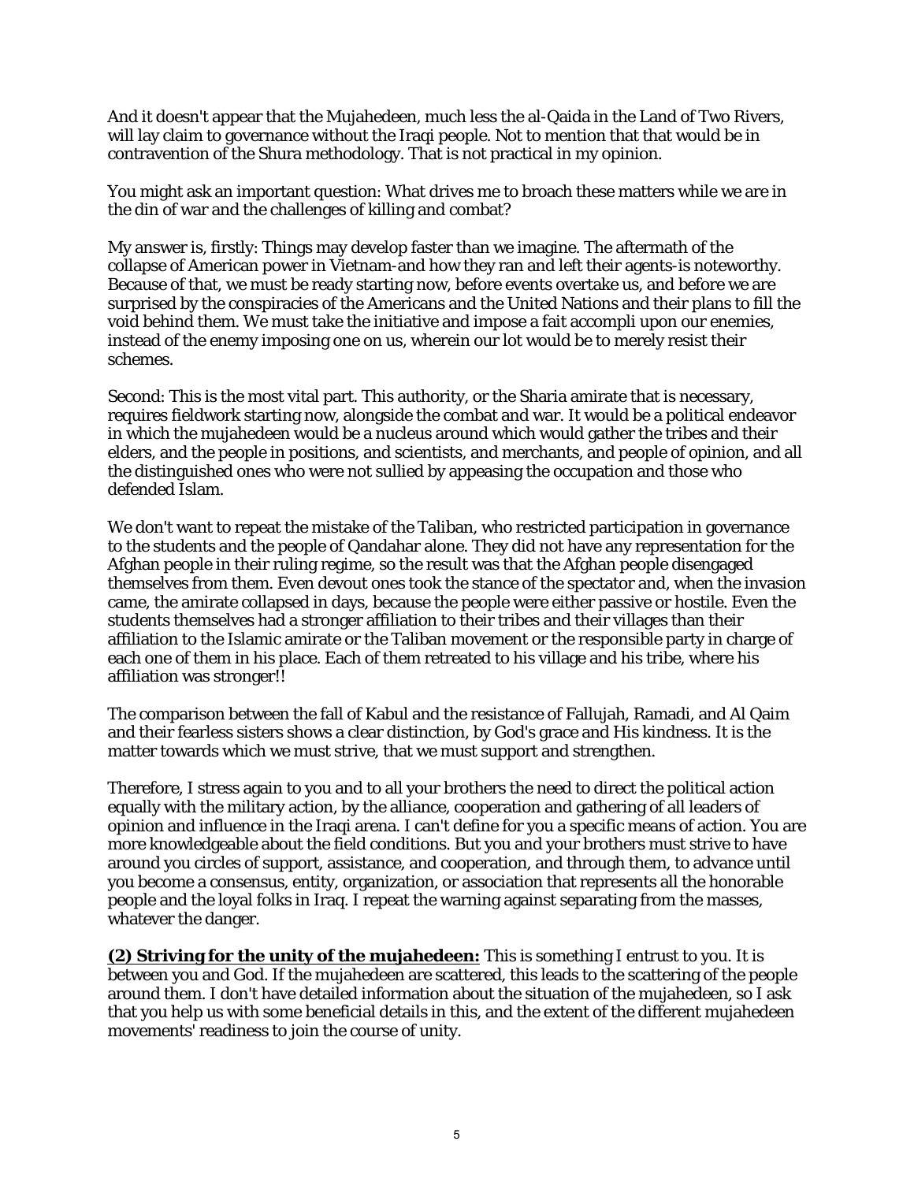And it doesn't appear that the Mujahedeen, much less the al-Qaida in the Land of Two Rivers, will lay claim to governance without the Iraqi people. Not to mention that that would be in contravention of the Shura methodology. That is not practical in my opinion.

You might ask an important question: What drives me to broach these matters while we are in the din of war and the challenges of killing and combat?

My answer is, firstly: Things may develop faster than we imagine. The aftermath of the collapse of American power in Vietnam-and how they ran and left their agents-is noteworthy. Because of that, we must be ready starting now, before events overtake us, and before we are surprised by the conspiracies of the Americans and the United Nations and their plans to fill the void behind them. We must take the initiative and impose a fait accompli upon our enemies, instead of the enemy imposing one on us, wherein our lot would be to merely resist their schemes.

Second: This is the most vital part. This authority, or the Sharia amirate that is necessary, requires fieldwork starting now, alongside the combat and war. It would be a political endeavor in which the mujahedeen would be a nucleus around which would gather the tribes and their elders, and the people in positions, and scientists, and merchants, and people of opinion, and all the distinguished ones who were not sullied by appeasing the occupation and those who defended Islam.

We don't want to repeat the mistake of the Taliban, who restricted participation in governance to the students and the people of Qandahar alone. They did not have any representation for the Afghan people in their ruling regime, so the result was that the Afghan people disengaged themselves from them. Even devout ones took the stance of the spectator and, when the invasion came, the amirate collapsed in days, because the people were either passive or hostile. Even the students themselves had a stronger affiliation to their tribes and their villages than their affiliation to the Islamic amirate or the Taliban movement or the responsible party in charge of each one of them in his place. Each of them retreated to his village and his tribe, where his affiliation was stronger!!

The comparison between the fall of Kabul and the resistance of Fallujah, Ramadi, and Al Qaim and their fearless sisters shows a clear distinction, by God's grace and His kindness. It is the matter towards which we must strive, that we must support and strengthen.

Therefore, I stress again to you and to all your brothers the need to direct the political action equally with the military action, by the alliance, cooperation and gathering of all leaders of opinion and influence in the Iraqi arena. I can't define for you a specific means of action. You are more knowledgeable about the field conditions. But you and your brothers must strive to have around you circles of support, assistance, and cooperation, and through them, to advance until you become a consensus, entity, organization, or association that represents all the honorable people and the loyal folks in Iraq. I repeat the warning against separating from the masses, whatever the danger.

**(2) Striving for the unity of the mujahedeen:** This is something I entrust to you. It is between you and God. If the mujahedeen are scattered, this leads to the scattering of the people around them. I don't have detailed information about the situation of the mujahedeen, so I ask that you help us with some beneficial details in this, and the extent of the different mujahedeen movements' readiness to join the course of unity.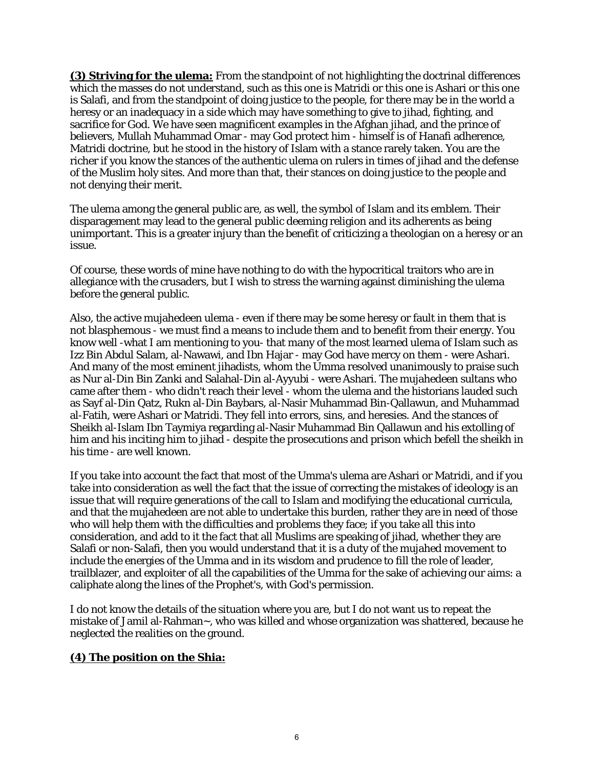**(3) Striving for the ulema:** From the standpoint of not highlighting the doctrinal differences which the masses do not understand, such as this one is Matridi or this one is Ashari or this one is Salafi, and from the standpoint of doing justice to the people, for there may be in the world a heresy or an inadequacy in a side which may have something to give to jihad, fighting, and sacrifice for God. We have seen magnificent examples in the Afghan jihad, and the prince of believers, Mullah Muhammad Omar - may God protect him - himself is of Hanafi adherence, Matridi doctrine, but he stood in the history of Islam with a stance rarely taken. You are the richer if you know the stances of the authentic ulema on rulers in times of jihad and the defense of the Muslim holy sites. And more than that, their stances on doing justice to the people and not denying their merit.

The ulema among the general public are, as well, the symbol of Islam and its emblem. Their disparagement may lead to the general public deeming religion and its adherents as being unimportant. This is a greater injury than the benefit of criticizing a theologian on a heresy or an issue.

Of course, these words of mine have nothing to do with the hypocritical traitors who are in allegiance with the crusaders, but I wish to stress the warning against diminishing the ulema before the general public.

Also, the active mujahedeen ulema - even if there may be some heresy or fault in them that is not blasphemous - we must find a means to include them and to benefit from their energy. You know well -what I am mentioning to you- that many of the most learned ulema of Islam such as Izz Bin Abdul Salam, al-Nawawi, and Ibn Hajar - may God have mercy on them - were Ashari. And many of the most eminent jihadists, whom the Umma resolved unanimously to praise such as Nur al-Din Bin Zanki and Salahal-Din al-Ayyubi - were Ashari. The mujahedeen sultans who came after them - who didn't reach their level - whom the ulema and the historians lauded such as Sayf al-Din Qatz, Rukn al-Din Baybars, al-Nasir Muhammad Bin-Qallawun, and Muhammad al-Fatih, were Ashari or Matridi. They fell into errors, sins, and heresies. And the stances of Sheikh al-Islam Ibn Taymiya regarding al-Nasir Muhammad Bin Qallawun and his extolling of him and his inciting him to jihad - despite the prosecutions and prison which befell the sheikh in his time - are well known.

If you take into account the fact that most of the Umma's ulema are Ashari or Matridi, and if you take into consideration as well the fact that the issue of correcting the mistakes of ideology is an issue that will require generations of the call to Islam and modifying the educational curricula, and that the mujahedeen are not able to undertake this burden, rather they are in need of those who will help them with the difficulties and problems they face; if you take all this into consideration, and add to it the fact that all Muslims are speaking of jihad, whether they are Salafi or non-Salafi, then you would understand that it is a duty of the mujahed movement to include the energies of the Umma and in its wisdom and prudence to fill the role of leader, trailblazer, and exploiter of all the capabilities of the Umma for the sake of achieving our aims: a caliphate along the lines of the Prophet's, with God's permission.

I do not know the details of the situation where you are, but I do not want us to repeat the mistake of Jamil al-Rahman~, who was killed and whose organization was shattered, because he neglected the realities on the ground.

**(4) The position on the Shia:**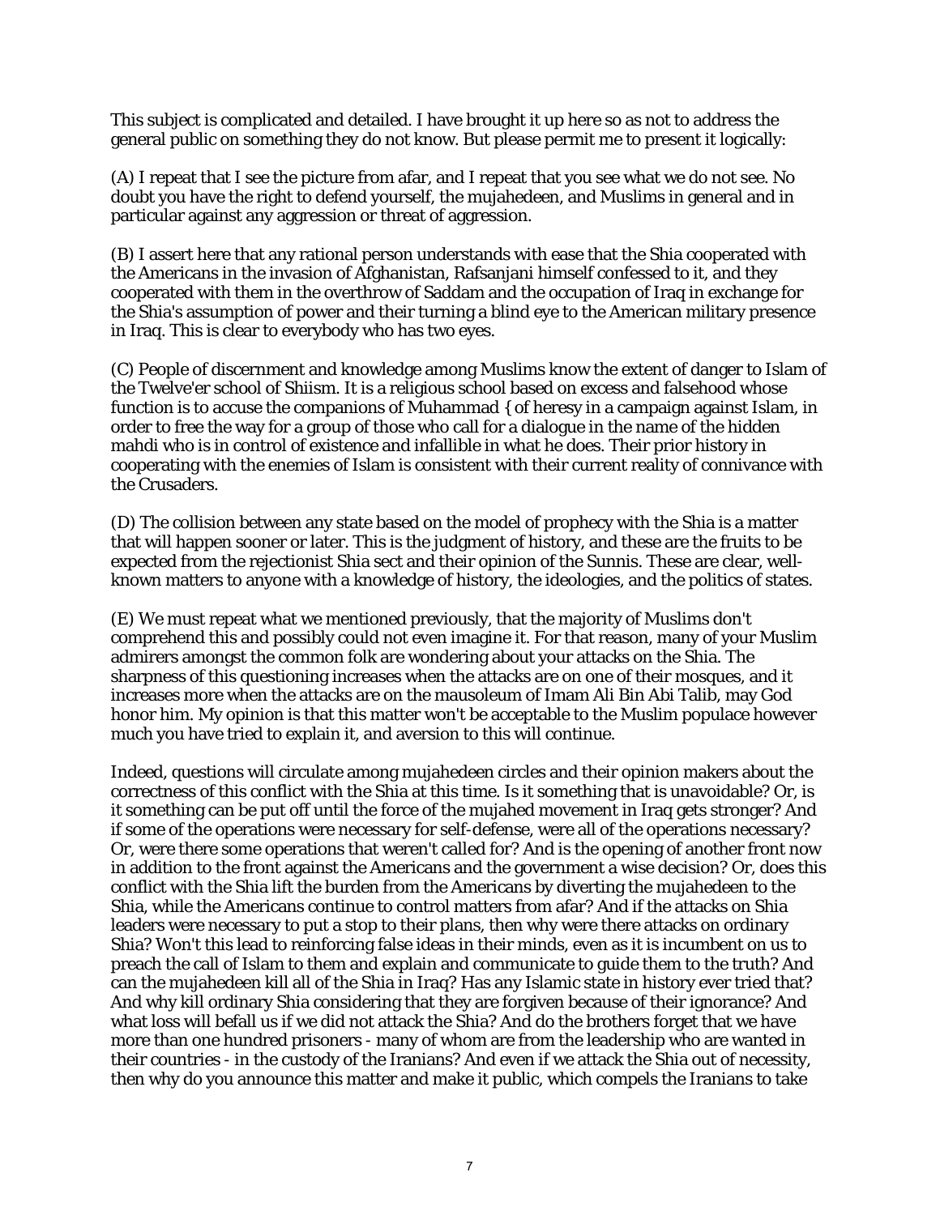This subject is complicated and detailed. I have brought it up here so as not to address the general public on something they do not know. But please permit me to present it logically:

(A) I repeat that I see the picture from afar, and I repeat that you see what we do not see. No doubt you have the right to defend yourself, the mujahedeen, and Muslims in general and in particular against any aggression or threat of aggression.

(B) I assert here that any rational person understands with ease that the Shia cooperated with the Americans in the invasion of Afghanistan, Rafsanjani himself confessed to it, and they cooperated with them in the overthrow of Saddam and the occupation of Iraq in exchange for the Shia's assumption of power and their turning a blind eye to the American military presence in Iraq. This is clear to everybody who has two eyes.

(C) People of discernment and knowledge among Muslims know the extent of danger to Islam of the Twelve'er school of Shiism. It is a religious school based on excess and falsehood whose function is to accuse the companions of Muhammad { of heresy in a campaign against Islam, in order to free the way for a group of those who call for a dialogue in the name of the hidden mahdi who is in control of existence and infallible in what he does. Their prior history in cooperating with the enemies of Islam is consistent with their current reality of connivance with the Crusaders.

(D) The collision between any state based on the model of prophecy with the Shia is a matter that will happen sooner or later. This is the judgment of history, and these are the fruits to be expected from the rejectionist Shia sect and their opinion of the Sunnis. These are clear, well-known matters to anyone with a knowledge of history, the ideologies, and the politics of states.

(E) We must repeat what we mentioned previously, that the majority of Muslims don't comprehend this and possibly could not even imagine it. For that reason, many of your Muslim admirers amongst the common folk are wondering about your attacks on the Shia. The sharpness of this questioning increases when the attacks are on one of their mosques, and it increases more when the attacks are on the mausoleum of Imam Ali Bin Abi Talib, may God honor him. My opinion is that this matter won't be acceptable to the Muslim populace however much you have tried to explain it, and aversion to this will continue.

Indeed, questions will circulate among mujahedeen circles and their opinion makers about the correctness of this conflict with the Shia at this time. Is it something that is unavoidable? Or, is it something can be put off until the force of the mujahed movement in Iraq gets stronger? And if some of the operations were necessary for self-defense, were all of the operations necessary? Or, were there some operations that weren't called for? And is the opening of another front now in addition to the front against the Americans and the government a wise decision? Or, does this conflict with the Shia lift the burden from the Americans by diverting the mujahedeen to the Shia, while the Americans continue to control matters from afar? And if the attacks on Shia leaders were necessary to put a stop to their plans, then why were there attacks on ordinary Shia? Won't this lead to reinforcing false ideas in their minds, even as it is incumbent on us to preach the call of Islam to them and explain and communicate to guide them to the truth? And can the mujahedeen kill all of the Shia in Iraq? Has any Islamic state in history ever tried that? And why kill ordinary Shia considering that they are forgiven because of their ignorance? And what loss will befall us if we did not attack the Shia? And do the brothers forget that we have more than one hundred prisoners - many of whom are from the leadership who are wanted in their countries - in the custody of the Iranians? And even if we attack the Shia out of necessity, then why do you announce this matter and make it public, which compels the Iranians to take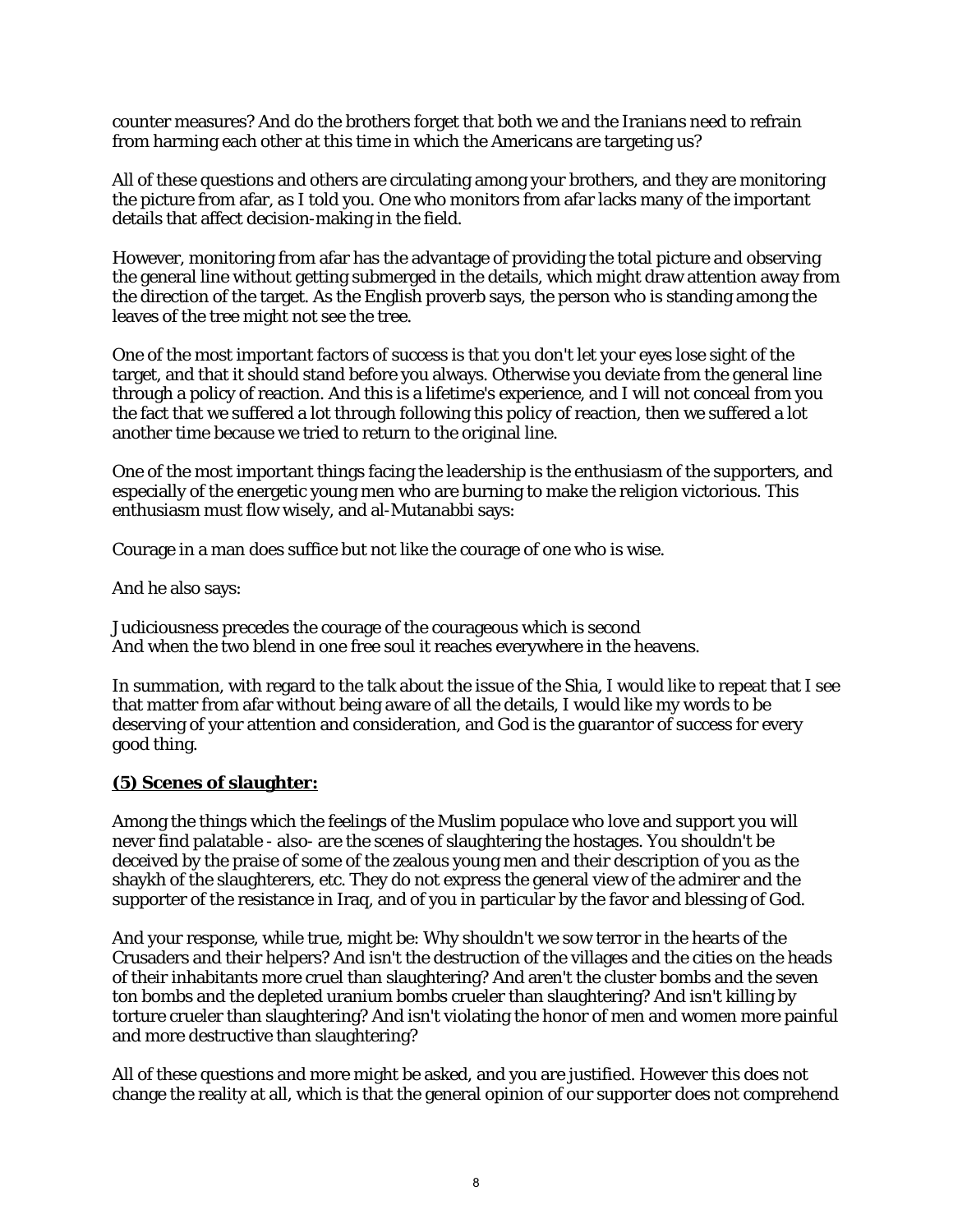counter measures? And do the brothers forget that both we and the Iranians need to refrain from harming each other at this time in which the Americans are targeting us?

All of these questions and others are circulating among your brothers, and they are monitoring the picture from afar, as I told you. One who monitors from afar lacks many of the important details that affect decision-making in the field.

However, monitoring from afar has the advantage of providing the total picture and observing the general line without getting submerged in the details, which might draw attention away from the direction of the target. As the English proverb says, the person who is standing among the leaves of the tree might not see the tree.

One of the most important factors of success is that you don't let your eyes lose sight of the target, and that it should stand before you always. Otherwise you deviate from the general line through a policy of reaction. And this is a lifetime's experience, and I will not conceal from you the fact that we suffered a lot through following this policy of reaction, then we suffered a lot another time because we tried to return to the original line.

One of the most important things facing the leadership is the enthusiasm of the supporters, and especially of the energetic young men who are burning to make the religion victorious. This enthusiasm must flow wisely, and al-Mutanabbi says:

Courage in a man does suffice but not like the courage of one who is wise.

And he also says:

Judiciousness precedes the courage of the courageous which is second
And when the two blend in one free soul it reaches everywhere in the heavens.

In summation, with regard to the talk about the issue of the Shia, I would like to repeat that I see that matter from afar without being aware of all the details, I would like my words to be deserving of your attention and consideration, and God is the guarantor of success for every good thing.

**(5) Scenes of slaughter:**

Among the things which the feelings of the Muslim populace who love and support you will never find palatable - also- are the scenes of slaughtering the hostages. You shouldn't be deceived by the praise of some of the zealous young men and their description of you as the shaykh of the slaughterers, etc. They do not express the general view of the admirer and the supporter of the resistance in Iraq, and of you in particular by the favor and blessing of God.

And your response, while true, might be: Why shouldn't we sow terror in the hearts of the Crusaders and their helpers? And isn't the destruction of the villages and the cities on the heads of their inhabitants more cruel than slaughtering? And aren't the cluster bombs and the seven ton bombs and the depleted uranium bombs crueler than slaughtering? And isn't killing by torture crueler than slaughtering? And isn't violating the honor of men and women more painful and more destructive than slaughtering?

All of these questions and more might be asked, and you are justified. However this does not change the reality at all, which is that the general opinion of our supporter does not comprehend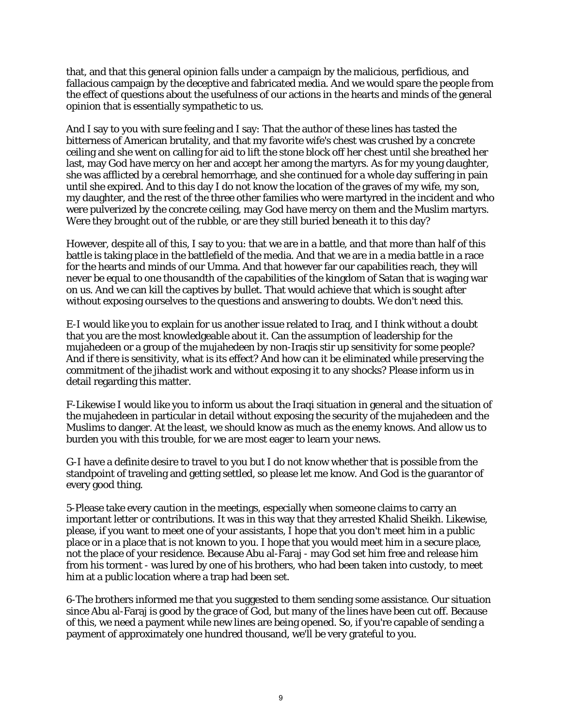that, and that this general opinion falls under a campaign by the malicious, perfidious, and fallacious campaign by the deceptive and fabricated media. And we would spare the people from the effect of questions about the usefulness of our actions in the hearts and minds of the general opinion that is essentially sympathetic to us.

And I say to you with sure feeling and I say: That the author of these lines has tasted the bitterness of American brutality, and that my favorite wife's chest was crushed by a concrete ceiling and she went on calling for aid to lift the stone block off her chest until she breathed her last, may God have mercy on her and accept her among the martyrs. As for my young daughter, she was afflicted by a cerebral hemorrhage, and she continued for a whole day suffering in pain until she expired. And to this day I do not know the location of the graves of my wife, my son, my daughter, and the rest of the three other families who were martyred in the incident and who were pulverized by the concrete ceiling, may God have mercy on them and the Muslim martyrs. Were they brought out of the rubble, or are they still buried beneath it to this day?

However, despite all of this, I say to you: that we are in a battle, and that more than half of this battle is taking place in the battlefield of the media. And that we are in a media battle in a race for the hearts and minds of our Umma. And that however far our capabilities reach, they will never be equal to one thousandth of the capabilities of the kingdom of Satan that is waging war on us. And we can kill the captives by bullet. That would achieve that which is sought after without exposing ourselves to the questions and answering to doubts. We don't need this.

E-I would like you to explain for us another issue related to Iraq, and I think without a doubt that you are the most knowledgeable about it. Can the assumption of leadership for the mujahedeen or a group of the mujahedeen by non-Iraqis stir up sensitivity for some people? And if there is sensitivity, what is its effect? And how can it be eliminated while preserving the commitment of the jihadist work and without exposing it to any shocks? Please inform us in detail regarding this matter.

F-Likewise I would like you to inform us about the Iraqi situation in general and the situation of the mujahedeen in particular in detail without exposing the security of the mujahedeen and the Muslims to danger. At the least, we should know as much as the enemy knows. And allow us to burden you with this trouble, for we are most eager to learn your news.

G-I have a definite desire to travel to you but I do not know whether that is possible from the standpoint of traveling and getting settled, so please let me know. And God is the guarantor of every good thing.

5-Please take every caution in the meetings, especially when someone claims to carry an important letter or contributions. It was in this way that they arrested Khalid Sheikh. Likewise, please, if you want to meet one of your assistants, I hope that you don't meet him in a public place or in a place that is not known to you. I hope that you would meet him in a secure place, not the place of your residence. Because Abu al-Faraj - may God set him free and release him from his torment - was lured by one of his brothers, who had been taken into custody, to meet him at a public location where a trap had been set.

6-The brothers informed me that you suggested to them sending some assistance. Our situation since Abu al-Faraj is good by the grace of God, but many of the lines have been cut off. Because of this, we need a payment while new lines are being opened. So, if you're capable of sending a payment of approximately one hundred thousand, we'll be very grateful to you.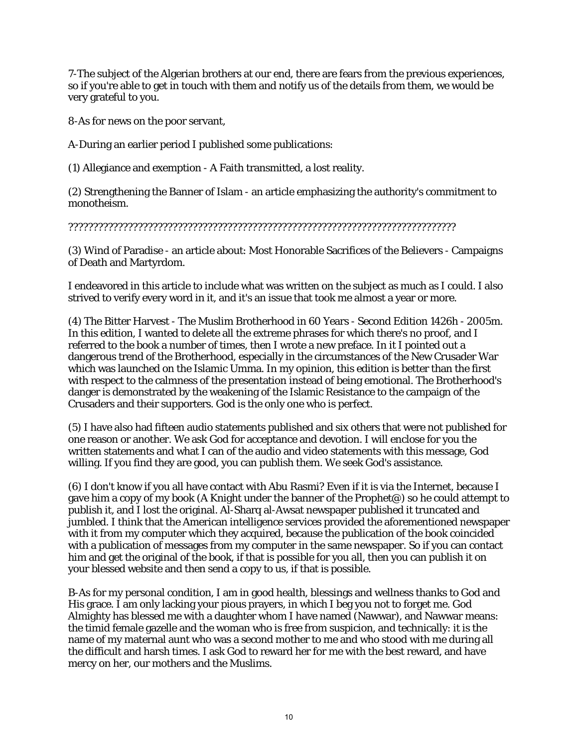7-The subject of the Algerian brothers at our end, there are fears from the previous experiences, so if you're able to get in touch with them and notify us of the details from them, we would be very grateful to you.

8-As for news on the poor servant,

A-During an earlier period I published some publications:

(1) Allegiance and exemption - A Faith transmitted, a lost reality.

(2) Strengthening the Banner of Islam - an article emphasizing the authority's commitment to monotheism.

??????????????????????????????????????????????????????????????????????????

(3) Wind of Paradise - an article about: Most Honorable Sacrifices of the Believers - Campaigns of Death and Martyrdom.

I endeavored in this article to include what was written on the subject as much as I could. I also strived to verify every word in it, and it's an issue that took me almost a year or more.

(4) The Bitter Harvest - The Muslim Brotherhood in 60 Years - Second Edition 1426h - 2005m. In this edition, I wanted to delete all the extreme phrases for which there's no proof, and I referred to the book a number of times, then I wrote a new preface. In it I pointed out a dangerous trend of the Brotherhood, especially in the circumstances of the New Crusader War which was launched on the Islamic Umma. In my opinion, this edition is better than the first with respect to the calmness of the presentation instead of being emotional. The Brotherhood's danger is demonstrated by the weakening of the Islamic Resistance to the campaign of the Crusaders and their supporters. God is the only one who is perfect.

(5) I have also had fifteen audio statements published and six others that were not published for one reason or another. We ask God for acceptance and devotion. I will enclose for you the written statements and what I can of the audio and video statements with this message, God willing. If you find they are good, you can publish them. We seek God's assistance.

(6) I don't know if you all have contact with Abu Rasmi? Even if it is via the Internet, because I gave him a copy of my book (A Knight under the banner of the Prophet@) so he could attempt to publish it, and I lost the original. Al-Sharq al-Awsat newspaper published it truncated and jumbled. I think that the American intelligence services provided the aforementioned newspaper with it from my computer which they acquired, because the publication of the book coincided with a publication of messages from my computer in the same newspaper. So if you can contact him and get the original of the book, if that is possible for you all, then you can publish it on your blessed website and then send a copy to us, if that is possible.

B-As for my personal condition, I am in good health, blessings and wellness thanks to God and His grace. I am only lacking your pious prayers, in which I beg you not to forget me. God Almighty has blessed me with a daughter whom I have named (Nawwar), and Nawwar means: the timid female gazelle and the woman who is free from suspicion, and technically: it is the name of my maternal aunt who was a second mother to me and who stood with me during all the difficult and harsh times. I ask God to reward her for me with the best reward, and have mercy on her, our mothers and the Muslims.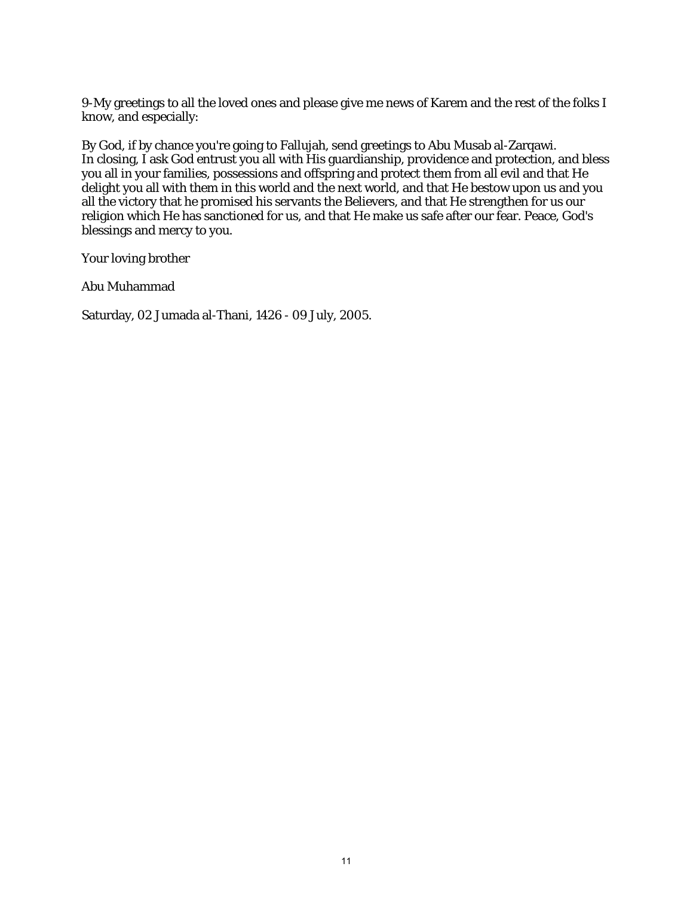9-My greetings to all the loved ones and please give me news of Karem and the rest of the folks I know, and especially:

By God, if by chance you're going to Fallujah, send greetings to Abu Musab al-Zarqawi.
In closing, I ask God entrust you all with His guardianship, providence and protection, and bless you all in your families, possessions and offspring and protect them from all evil and that He delight you all with them in this world and the next world, and that He bestow upon us and you all the victory that he promised his servants the Believers, and that He strengthen for us our religion which He has sanctioned for us, and that He make us safe after our fear. Peace, God's blessings and mercy to you.

Your loving brother

Abu Muhammad

Saturday, 02 Jumada al-Thani, 1426 - 09 July, 2005.